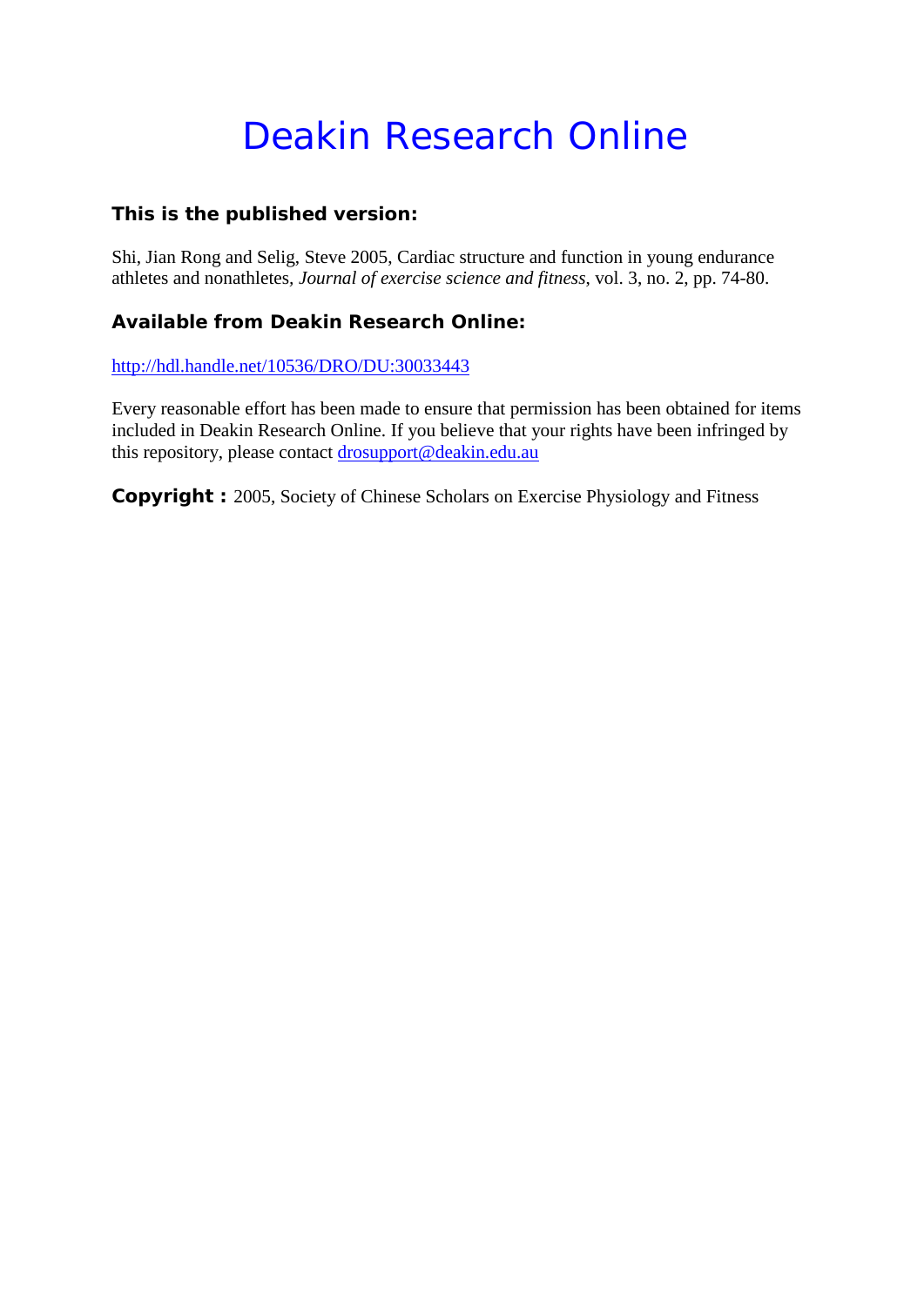# Deakin Research Online

### This is the published version:

Shi, Jian Rong and Selig, Steve 2005, Cardiac structure and function in young endurance athletes and nonathletes, *Journal of exercise science and fitness*, vol. 3, no. 2, pp. 74-80.

### Available from Deakin Research Online:

http://hdl.handle.net/10536/DRO/DU:30033443

Every reasonable effort has been made to ensure that permission has been obtained for items included in Deakin Research Online. If you believe that your rights have been infringed by this repository, please contact drosupport@deakin.edu.au

**Copyright :** 2005, Society of Chinese Scholars on Exercise Physiology and Fitness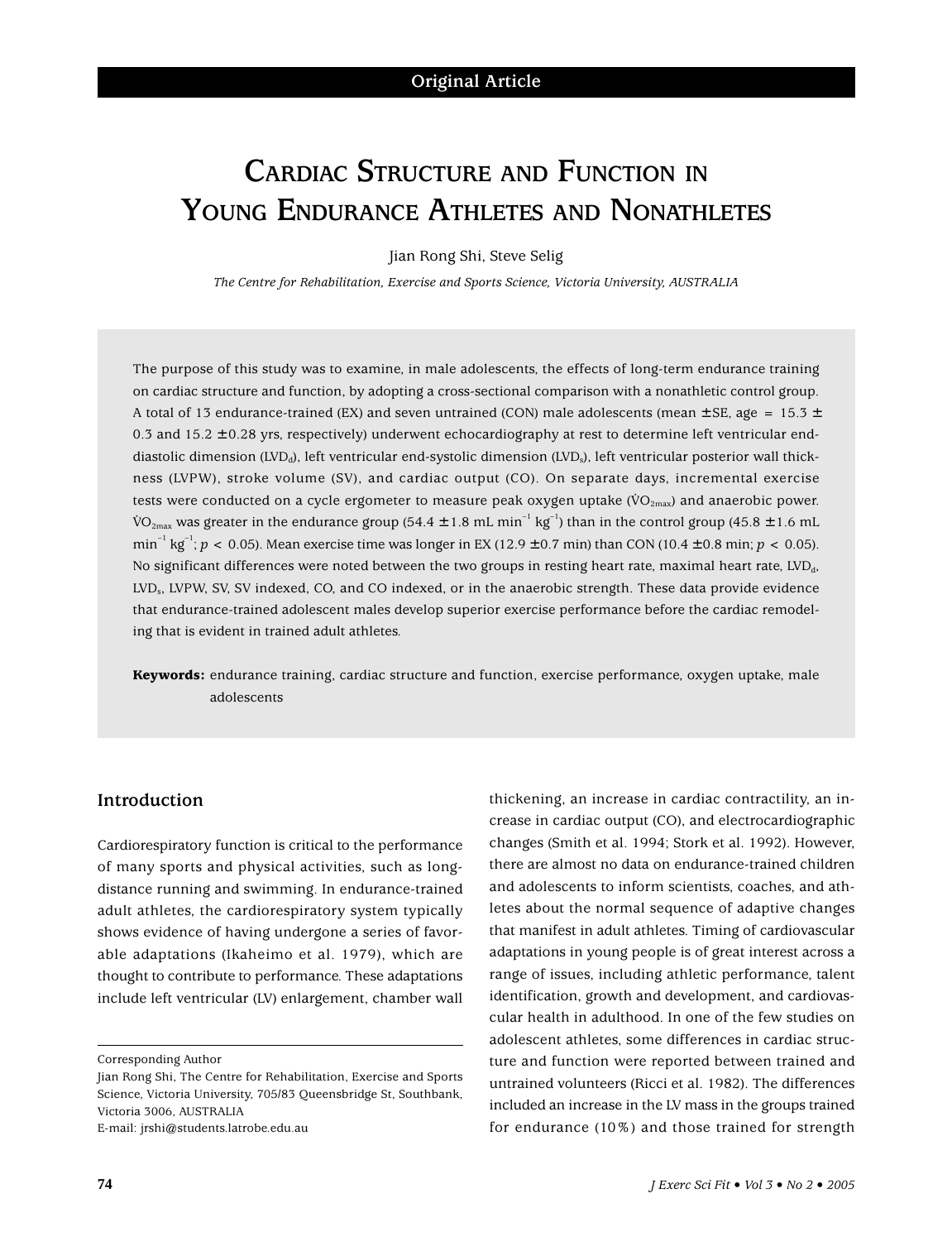Original Article

# Cardiac Structure and Function in Young Endurance Athletes and Nonathletes

Jian Rong Shi, Steve Selig

*The Centre for Rehabilitation, Exercise and Sports Science, Victoria University, AUSTRALIA*

The purpose of this study was to examine, in male adolescents, the effects of long-term endurance training on cardiac structure and function, by adopting a cross-sectional comparison with a nonathletic control group. A total of 13 endurance-trained (EX) and seven untrained (CON) male adolescents (mean ± SE, age = 15.3 ± 0.3 and 15.2 ± 0.28 yrs, respectively) underwent echocardiography at rest to determine left ventricular end-diastolic dimension ($LVD_d$), left ventricular end-systolic dimension ($LVD_s$), left ventricular posterior wall thickness (LVPW), stroke volume (SV), and cardiac output (CO). On separate days, incremental exercise tests were conducted on a cycle ergometer to measure peak oxygen uptake ($\dot{V}O_{2max}$) and anaerobic power. $\dot{V}O_{2max}$ was greater in the endurance group (54.4 ± 1.8 mL $min^{-1}$ $kg^{-1}$) than in the control group (45.8 ± 1.6 mL $min^{-1}$ $kg^{-1}$; $p < 0.05$). Mean exercise time was longer in EX (12.9 ± 0.7 min) than CON (10.4 ± 0.8 min; $p < 0.05$). No significant differences were noted between the two groups in resting heart rate, maximal heart rate, $LVD_d$, $LVD_s$, LVPW, SV, SV indexed, CO, and CO indexed, or in the anaerobic strength. These data provide evidence that endurance-trained adolescent males develop superior exercise performance before the cardiac remodeling that is evident in trained adult athletes.

**Keywords:** endurance training, cardiac structure and function, exercise performance, oxygen uptake, male adolescents

## Introduction

Cardiorespiratory function is critical to the performance of many sports and physical activities, such as long-distance running and swimming. In endurance-trained adult athletes, the cardiorespiratory system typically shows evidence of having undergone a series of favorable adaptations (Ikaheimo et al. 1979), which are thought to contribute to performance. These adaptations include left ventricular (LV) enlargement, chamber wall thickening, an increase in cardiac contractility, an increase in cardiac output (CO), and electrocardiographic changes (Smith et al. 1994; Stork et al. 1992). However, there are almost no data on endurance-trained children and adolescents to inform scientists, coaches, and athletes about the normal sequence of adaptive changes that manifest in adult athletes. Timing of cardiovascular adaptations in young people is of great interest across a range of issues, including athletic performance, talent identification, growth and development, and cardiovascular health in adulthood. In one of the few studies on adolescent athletes, some differences in cardiac structure and function were reported between trained and untrained volunteers (Ricci et al. 1982). The differences included an increase in the LV mass in the groups trained for endurance (10%) and those trained for strength

Corresponding Author
Jian Rong Shi, The Centre for Rehabilitation, Exercise and Sports Science, Victoria University, 705/83 Queensbridge St, Southbank, Victoria 3006, AUSTRALIA
E-mail: jrshi@students.latrobe.edu.au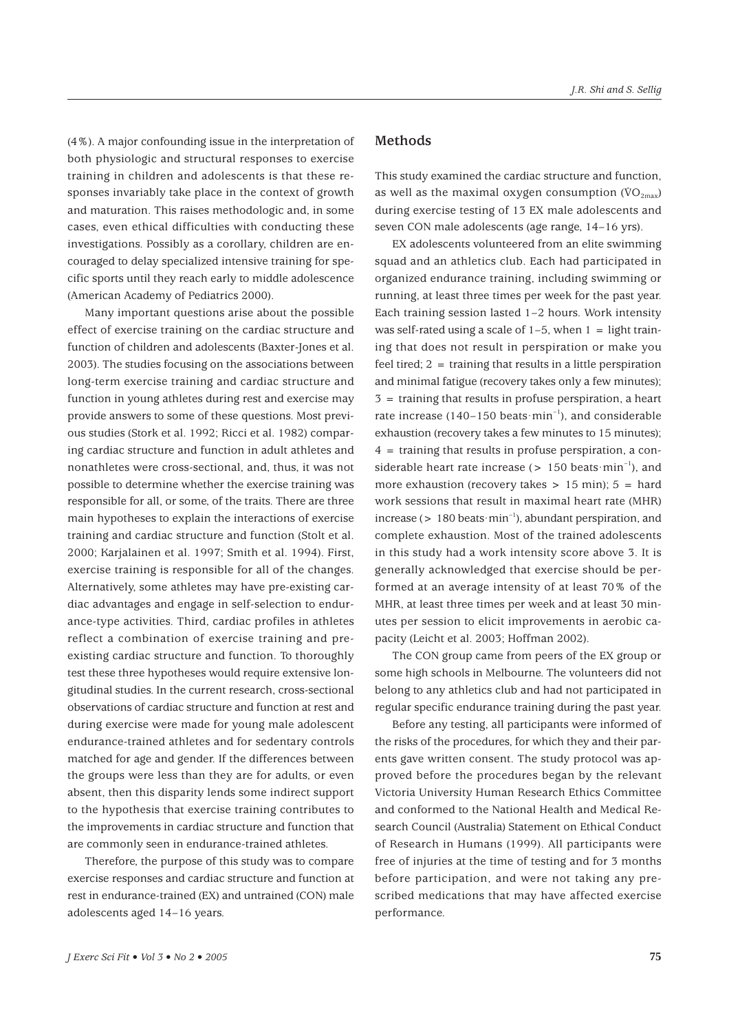(4%). A major confounding issue in the interpretation of both physiologic and structural responses to exercise training in children and adolescents is that these responses invariably take place in the context of growth and maturation. This raises methodologic and, in some cases, even ethical difficulties with conducting these investigations. Possibly as a corollary, children are encouraged to delay specialized intensive training for specific sports until they reach early to middle adolescence (American Academy of Pediatrics 2000).

Many important questions arise about the possible effect of exercise training on the cardiac structure and function of children and adolescents (Baxter-Jones et al. 2003). The studies focusing on the associations between long-term exercise training and cardiac structure and function in young athletes during rest and exercise may provide answers to some of these questions. Most previous studies (Stork et al. 1992; Ricci et al. 1982) comparing cardiac structure and function in adult athletes and nonathletes were cross-sectional, and, thus, it was not possible to determine whether the exercise training was responsible for all, or some, of the traits. There are three main hypotheses to explain the interactions of exercise training and cardiac structure and function (Stolt et al. 2000; Karjalainen et al. 1997; Smith et al. 1994). First, exercise training is responsible for all of the changes. Alternatively, some athletes may have pre-existing cardiac advantages and engage in self-selection to endurance-type activities. Third, cardiac profiles in athletes reflect a combination of exercise training and pre-existing cardiac structure and function. To thoroughly test these three hypotheses would require extensive longitudinal studies. In the current research, cross-sectional observations of cardiac structure and function at rest and during exercise were made for young male adolescent endurance-trained athletes and for sedentary controls matched for age and gender. If the differences between the groups were less than they are for adults, or even absent, then this disparity lends some indirect support to the hypothesis that exercise training contributes to the improvements in cardiac structure and function that are commonly seen in endurance-trained athletes.

Therefore, the purpose of this study was to compare exercise responses and cardiac structure and function at rest in endurance-trained (EX) and untrained (CON) male adolescents aged 14–16 years.

## Methods

This study examined the cardiac structure and function, as well as the maximal oxygen consumption ($\dot{V}O_{2max}$) during exercise testing of 13 EX male adolescents and seven CON male adolescents (age range, 14–16 yrs).

EX adolescents volunteered from an elite swimming squad and an athletics club. Each had participated in organized endurance training, including swimming or running, at least three times per week for the past year. Each training session lasted 1–2 hours. Work intensity was self-rated using a scale of 1–5, when 1 = light training that does not result in perspiration or make you feel tired; 2 = training that results in a little perspiration and minimal fatigue (recovery takes only a few minutes); 3 = training that results in profuse perspiration, a heart rate increase (140–150 beats$\cdot$min$^{-1}$), and considerable exhaustion (recovery takes a few minutes to 15 minutes); 4 = training that results in profuse perspiration, a considerable heart rate increase (> 150 beats$\cdot$min$^{-1}$), and more exhaustion (recovery takes > 15 min); 5 = hard work sessions that result in maximal heart rate (MHR) increase (> 180 beats$\cdot$min$^{-1}$), abundant perspiration, and complete exhaustion. Most of the trained adolescents in this study had a work intensity score above 3. It is generally acknowledged that exercise should be performed at an average intensity of at least 70% of the MHR, at least three times per week and at least 30 minutes per session to elicit improvements in aerobic capacity (Leicht et al. 2003; Hoffman 2002).

The CON group came from peers of the EX group or some high schools in Melbourne. The volunteers did not belong to any athletics club and had not participated in regular specific endurance training during the past year.

Before any testing, all participants were informed of the risks of the procedures, for which they and their parents gave written consent. The study protocol was approved before the procedures began by the relevant Victoria University Human Research Ethics Committee and conformed to the National Health and Medical Research Council (Australia) Statement on Ethical Conduct of Research in Humans (1999). All participants were free of injuries at the time of testing and for 3 months before participation, and were not taking any prescribed medications that may have affected exercise performance.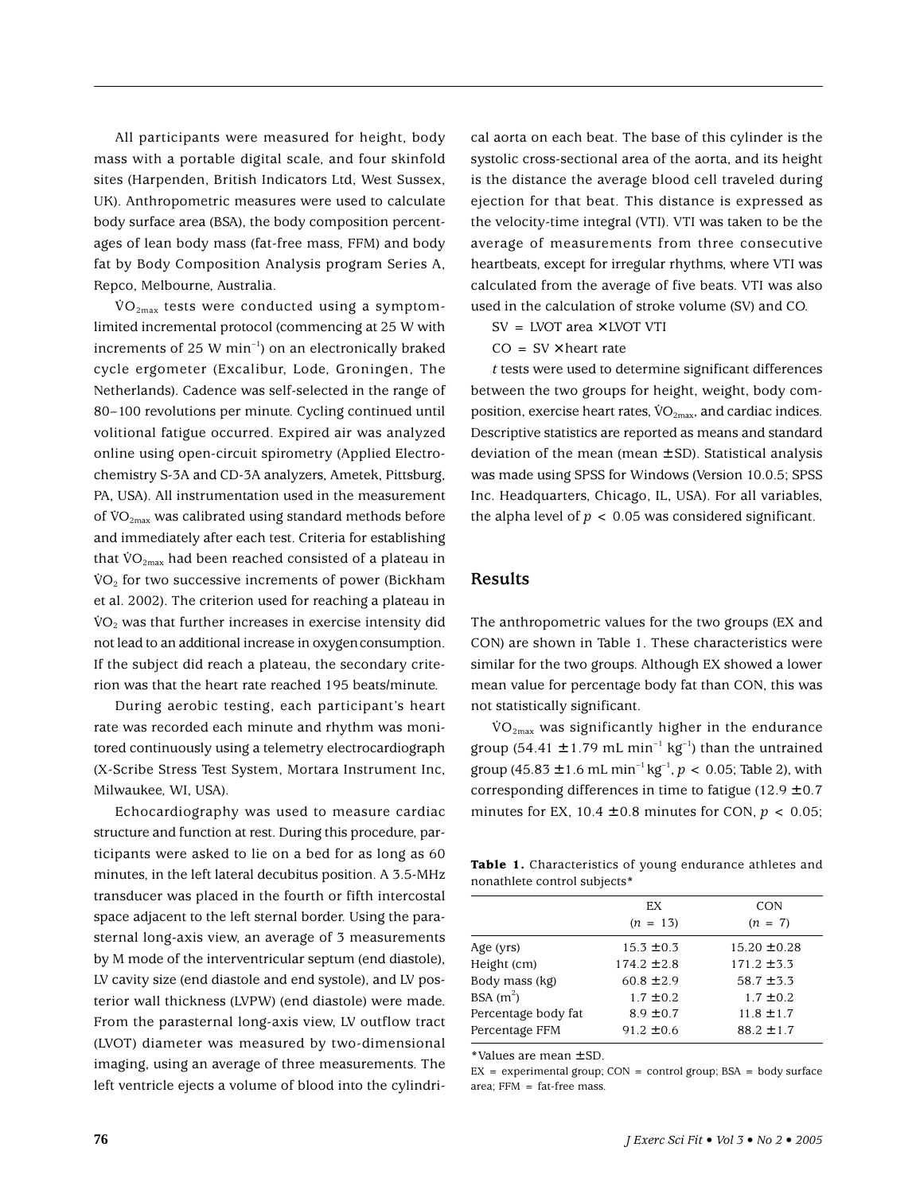All participants were measured for height, body mass with a portable digital scale, and four skinfold sites (Harpenden, British Indicators Ltd, West Sussex, UK). Anthropometric measures were used to calculate body surface area (BSA), the body composition percentages of lean body mass (fat-free mass, FFM) and body fat by Body Composition Analysis program Series A, Repco, Melbourne, Australia.

$\dot{V}O_{2max}$ tests were conducted using a symptom-limited incremental protocol (commencing at 25 W with increments of 25 W $min^{-1}$) on an electronically braked cycle ergometer (Excalibur, Lode, Groningen, The Netherlands). Cadence was self-selected in the range of 80–100 revolutions per minute. Cycling continued until volitional fatigue occurred. Expired air was analyzed online using open-circuit spirometry (Applied Electrochemistry S-3A and CD-3A analyzers, Ametek, Pittsburg, PA, USA). All instrumentation used in the measurement of $\dot{V}O_{2max}$ was calibrated using standard methods before and immediately after each test. Criteria for establishing that $\dot{V}O_{2max}$ had been reached consisted of a plateau in $\dot{V}O_2$ for two successive increments of power (Bickham et al. 2002). The criterion used for reaching a plateau in $\dot{V}O_2$ was that further increases in exercise intensity did not lead to an additional increase in oxygen consumption. If the subject did reach a plateau, the secondary criterion was that the heart rate reached 195 beats/minute.

During aerobic testing, each participant's heart rate was recorded each minute and rhythm was monitored continuously using a telemetry electrocardiograph (X-Scribe Stress Test System, Mortara Instrument Inc, Milwaukee, WI, USA).

Echocardiography was used to measure cardiac structure and function at rest. During this procedure, participants were asked to lie on a bed for as long as 60 minutes, in the left lateral decubitus position. A 3.5-MHz transducer was placed in the fourth or fifth intercostal space adjacent to the left sternal border. Using the parasternal long-axis view, an average of 3 measurements by M mode of the interventricular septum (end diastole), LV cavity size (end diastole and end systole), and LV posterior wall thickness (LVPW) (end diastole) were made. From the parasternal long-axis view, LV outflow tract (LVOT) diameter was measured by two-dimensional imaging, using an average of three measurements. The left ventricle ejects a volume of blood into the cylindrical aorta on each beat. The base of this cylinder is the systolic cross-sectional area of the aorta, and its height is the distance the average blood cell traveled during ejection for that beat. This distance is expressed as the velocity-time integral (VTI). VTI was taken to be the average of measurements from three consecutive heartbeats, except for irregular rhythms, where VTI was calculated from the average of five beats. VTI was also used in the calculation of stroke volume (SV) and CO.

SV = LVOT area × LVOT VTI

CO = SV × heart rate

*t* tests were used to determine significant differences between the two groups for height, weight, body composition, exercise heart rates, $\dot{V}O_{2max}$, and cardiac indices. Descriptive statistics are reported as means and standard deviation of the mean (mean ± SD). Statistical analysis was made using SPSS for Windows (Version 10.0.5; SPSS Inc. Headquarters, Chicago, IL, USA). For all variables, the alpha level of $p < 0.05$ was considered significant.

## Results

The anthropometric values for the two groups (EX and CON) are shown in Table 1. These characteristics were similar for the two groups. Although EX showed a lower mean value for percentage body fat than CON, this was not statistically significant.

$\dot{V}O_{2max}$ was significantly higher in the endurance group (54.41 ± 1.79 mL $min^{-1}$ $kg^{-1}$) than the untrained group (45.83 ± 1.6 mL $min^{-1}$ $kg^{-1}$, $p < 0.05$; Table 2), with corresponding differences in time to fatigue (12.9 ± 0.7 minutes for EX, 10.4 ± 0.8 minutes for CON, $p < 0.05$;

**Table 1.** Characteristics of young endurance athletes and nonathlete control subjects*

| | EX ($n$ = 13) | CON ($n$ = 7) |
|---|---|---|
| Age (yrs) | 15.3 ± 0.3 | 15.20 ± 0.28 |
| Height (cm) | 174.2 ± 2.8 | 171.2 ± 3.3 |
| Body mass (kg) | 60.8 ± 2.9 | 58.7 ± 3.3 |
| BSA ($m^2$) | 1.7 ± 0.2 | 1.7 ± 0.2 |
| Percentage body fat | 8.9 ± 0.7 | 11.8 ± 1.7 |
| Percentage FFM | 91.2 ± 0.6 | 88.2 ± 1.7 |

*Values are mean ± SD.

EX = experimental group; CON = control group; BSA = body surface area; FFM = fat-free mass.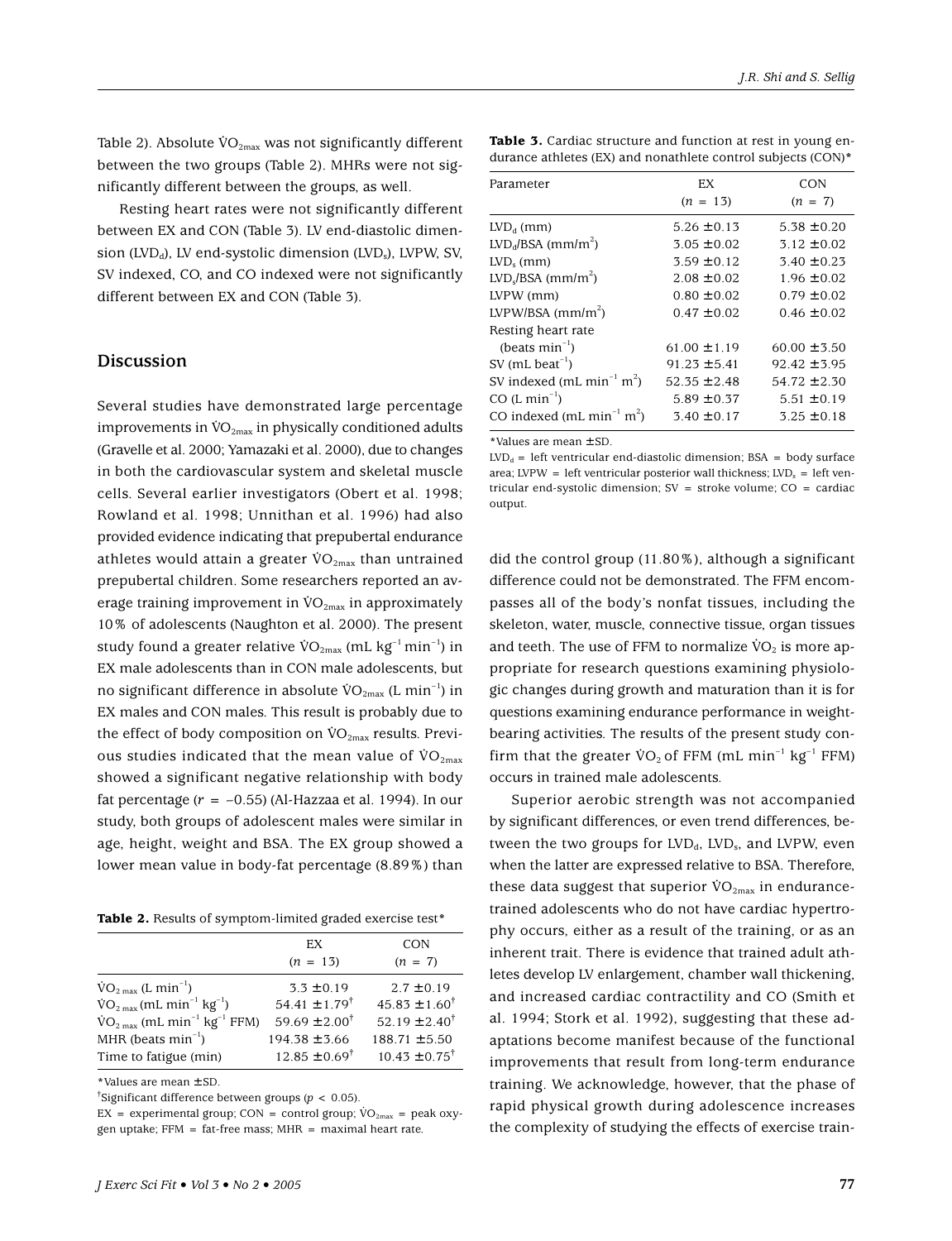Table 2). Absolute $\dot{V}O_{2max}$ was not significantly different between the two groups (Table 2). MHRs were not significantly different between the groups, as well.

Resting heart rates were not significantly different between EX and CON (Table 3). LV end-diastolic dimension ($LVD_d$), LV end-systolic dimension ($LVD_s$), LVPW, SV, SV indexed, CO, and CO indexed were not significantly different between EX and CON (Table 3).

## Discussion

Several studies have demonstrated large percentage improvements in $\dot{V}O_{2max}$ in physically conditioned adults (Gravelle et al. 2000; Yamazaki et al. 2000), due to changes in both the cardiovascular system and skeletal muscle cells. Several earlier investigators (Obert et al. 1998; Rowland et al. 1998; Unnithan et al. 1996) had also provided evidence indicating that prepubertal endurance athletes would attain a greater $\dot{V}O_{2max}$ than untrained prepubertal children. Some researchers reported an average training improvement in $\dot{V}O_{2max}$ in approximately 10% of adolescents (Naughton et al. 2000). The present study found a greater relative $\dot{V}O_{2max}$ (mL $kg^{-1}$ $min^{-1}$) in EX male adolescents than in CON male adolescents, but no significant difference in absolute $\dot{V}O_{2max}$ (L $min^{-1}$) in EX males and CON males. This result is probably due to the effect of body composition on $\dot{V}O_{2max}$ results. Previous studies indicated that the mean value of $\dot{V}O_{2max}$ showed a significant negative relationship with body fat percentage ($r = -0.55$) (Al-Hazzaa et al. 1994). In our study, both groups of adolescent males were similar in age, height, weight and BSA. The EX group showed a lower mean value in body-fat percentage (8.89%) than did the control group (11.80%), although a significant difference could not be demonstrated. The FFM encompasses all of the body's nonfat tissues, including the skeleton, water, muscle, connective tissue, organ tissues and teeth. The use of FFM to normalize $\dot{V}O_2$ is more appropriate for research questions examining physiologic changes during growth and maturation than it is for questions examining endurance performance in weight-bearing activities. The results of the present study confirm that the greater $\dot{V}O_2$ of FFM (mL $min^{-1}$ $kg^{-1}$ FFM) occurs in trained male adolescents.

Superior aerobic strength was not accompanied by significant differences, or even trend differences, between the two groups for $LVD_d$, $LVD_s$, and LVPW, even when the latter are expressed relative to BSA. Therefore, these data suggest that superior $\dot{V}O_{2max}$ in endurance-trained adolescents who do not have cardiac hypertrophy occurs, either as a result of the training, or as an inherent trait. There is evidence that trained adult athletes develop LV enlargement, chamber wall thickening, and increased cardiac contractility and CO (Smith et al. 1994; Stork et al. 1992), suggesting that these adaptations become manifest because of the functional improvements that result from long-term endurance training. We acknowledge, however, that the phase of rapid physical growth during adolescence increases the complexity of studying the effects of exercise train-

**Table 2.** Results of symptom-limited graded exercise test*

| | EX ($n$ = 13) | CON ($n$ = 7) |
|---|---|---|
| $\dot{V}O_{2max}$ (L $min^{-1}$) | 3.3 ± 0.19 | 2.7 ± 0.19 |
| $\dot{V}O_{2max}$ (mL $min^{-1}$ $kg^{-1}$) | 54.41 ± 1.79† | 45.83 ± 1.60† |
| $\dot{V}O_{2max}$ (mL $min^{-1}$ $kg^{-1}$ FFM) | 59.69 ± 2.00† | 52.19 ± 2.40† |
| MHR (beats $min^{-1}$) | 194.38 ± 3.66 | 188.71 ± 5.50 |
| Time to fatigue (min) | 12.85 ± 0.69† | 10.43 ± 0.75† |

*Values are mean ± SD.
†Significant difference between groups ($p < 0.05$).
EX = experimental group; CON = control group; $\dot{V}O_{2max}$ = peak oxygen uptake; FFM = fat-free mass; MHR = maximal heart rate.

**Table 3.** Cardiac structure and function at rest in young endurance athletes (EX) and nonathlete control subjects (CON)*

| Parameter | EX ($n$ = 13) | CON ($n$ = 7) |
|---|---|---|
| $LVD_d$ (mm) | 5.26 ± 0.13 | 5.38 ± 0.20 |
| $LVD_d$/BSA (mm/$m^2$) | 3.05 ± 0.02 | 3.12 ± 0.02 |
| $LVD_s$ (mm) | 3.59 ± 0.12 | 3.40 ± 0.23 |
| $LVD_s$/BSA (mm/$m^2$) | 2.08 ± 0.02 | 1.96 ± 0.02 |
| LVPW (mm) | 0.80 ± 0.02 | 0.79 ± 0.02 |
| LVPW/BSA (mm/$m^2$) | 0.47 ± 0.02 | 0.46 ± 0.02 |
| Resting heart rate (beats $min^{-1}$) | 61.00 ± 1.19 | 60.00 ± 3.50 |
| SV (mL $beat^{-1}$) | 91.23 ± 5.41 | 92.42 ± 3.95 |
| SV indexed (mL $min^{-1}$ $m^2$) | 52.35 ± 2.48 | 54.72 ± 2.30 |
| CO (L $min^{-1}$) | 5.89 ± 0.37 | 5.51 ± 0.19 |
| CO indexed (mL $min^{-1}$ $m^2$) | 3.40 ± 0.17 | 3.25 ± 0.18 |

*Values are mean ± SD.
$LVD_d$ = left ventricular end-diastolic dimension; BSA = body surface area; LVPW = left ventricular posterior wall thickness; $LVD_s$ = left ventricular end-systolic dimension; SV = stroke volume; CO = cardiac output.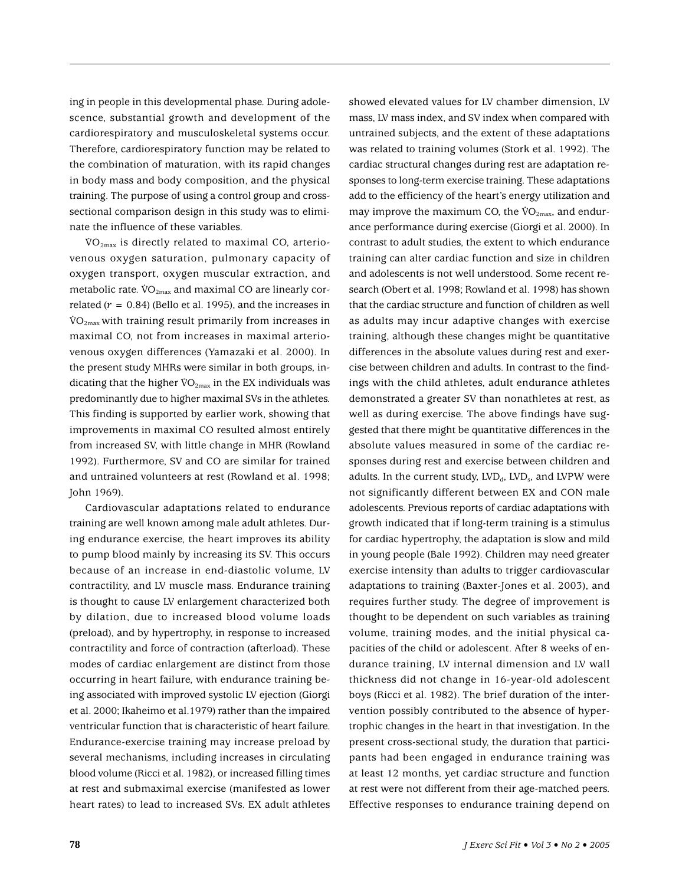ing in people in this developmental phase. During adolescence, substantial growth and development of the cardiorespiratory and musculoskeletal systems occur. Therefore, cardiorespiratory function may be related to the combination of maturation, with its rapid changes in body mass and body composition, and the physical training. The purpose of using a control group and cross-sectional comparison design in this study was to eliminate the influence of these variables.

$\dot{V}O_{2max}$ is directly related to maximal CO, arteriovenous oxygen saturation, pulmonary capacity of oxygen transport, oxygen muscular extraction, and metabolic rate. $\dot{V}O_{2max}$ and maximal CO are linearly correlated ($r = 0.84$) (Bello et al. 1995), and the increases in $\dot{V}O_{2max}$ with training result primarily from increases in maximal CO, not from increases in maximal arteriovenous oxygen differences (Yamazaki et al. 2000). In the present study MHRs were similar in both groups, indicating that the higher $\dot{V}O_{2max}$ in the EX individuals was predominantly due to higher maximal SVs in the athletes. This finding is supported by earlier work, showing that improvements in maximal CO resulted almost entirely from increased SV, with little change in MHR (Rowland 1992). Furthermore, SV and CO are similar for trained and untrained volunteers at rest (Rowland et al. 1998; John 1969).

Cardiovascular adaptations related to endurance training are well known among male adult athletes. During endurance exercise, the heart improves its ability to pump blood mainly by increasing its SV. This occurs because of an increase in end-diastolic volume, LV contractility, and LV muscle mass. Endurance training is thought to cause LV enlargement characterized both by dilation, due to increased blood volume loads (preload), and by hypertrophy, in response to increased contractility and force of contraction (afterload). These modes of cardiac enlargement are distinct from those occurring in heart failure, with endurance training being associated with improved systolic LV ejection (Giorgi et al. 2000; Ikaheimo et al.1979) rather than the impaired ventricular function that is characteristic of heart failure. Endurance-exercise training may increase preload by several mechanisms, including increases in circulating blood volume (Ricci et al. 1982), or increased filling times at rest and submaximal exercise (manifested as lower heart rates) to lead to increased SVs. EX adult athletes showed elevated values for LV chamber dimension, LV mass, LV mass index, and SV index when compared with untrained subjects, and the extent of these adaptations was related to training volumes (Stork et al. 1992). The cardiac structural changes during rest are adaptation responses to long-term exercise training. These adaptations add to the efficiency of the heart's energy utilization and may improve the maximum CO, the $\dot{V}O_{2max}$, and endurance performance during exercise (Giorgi et al. 2000). In contrast to adult studies, the extent to which endurance training can alter cardiac function and size in children and adolescents is not well understood. Some recent research (Obert et al. 1998; Rowland et al. 1998) has shown that the cardiac structure and function of children as well as adults may incur adaptive changes with exercise training, although these changes might be quantitative differences in the absolute values during rest and exercise between children and adults. In contrast to the findings with the child athletes, adult endurance athletes demonstrated a greater SV than nonathletes at rest, as well as during exercise. The above findings have suggested that there might be quantitative differences in the absolute values measured in some of the cardiac responses during rest and exercise between children and adults. In the current study, $LVD_d$, $LVD_s$, and LVPW were not significantly different between EX and CON male adolescents. Previous reports of cardiac adaptations with growth indicated that if long-term training is a stimulus for cardiac hypertrophy, the adaptation is slow and mild in young people (Bale 1992). Children may need greater exercise intensity than adults to trigger cardiovascular adaptations to training (Baxter-Jones et al. 2003), and requires further study. The degree of improvement is thought to be dependent on such variables as training volume, training modes, and the initial physical capacities of the child or adolescent. After 8 weeks of endurance training, LV internal dimension and LV wall thickness did not change in 16-year-old adolescent boys (Ricci et al. 1982). The brief duration of the intervention possibly contributed to the absence of hypertrophic changes in the heart in that investigation. In the present cross-sectional study, the duration that participants had been engaged in endurance training was at least 12 months, yet cardiac structure and function at rest were not different from their age-matched peers. Effective responses to endurance training depend on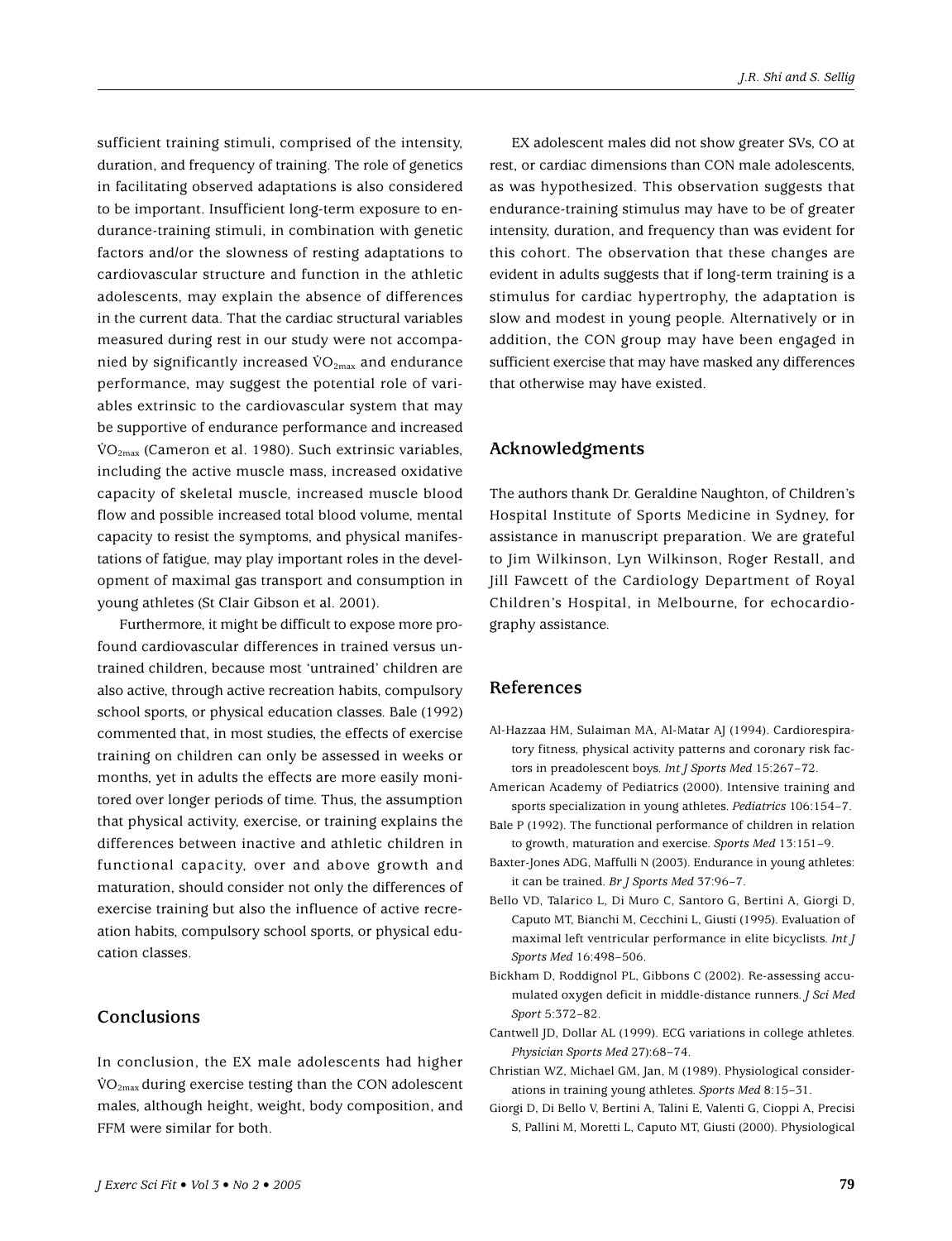sufficient training stimuli, comprised of the intensity, duration, and frequency of training. The role of genetics in facilitating observed adaptations is also considered to be important. Insufficient long-term exposure to endurance-training stimuli, in combination with genetic factors and/or the slowness of resting adaptations to cardiovascular structure and function in the athletic adolescents, may explain the absence of differences in the current data. That the cardiac structural variables measured during rest in our study were not accompanied by significantly increased $\dot{V}O_{2max}$ and endurance performance, may suggest the potential role of variables extrinsic to the cardiovascular system that may be supportive of endurance performance and increased $\dot{V}O_{2max}$ (Cameron et al. 1980). Such extrinsic variables, including the active muscle mass, increased oxidative capacity of skeletal muscle, increased muscle blood flow and possible increased total blood volume, mental capacity to resist the symptoms, and physical manifestations of fatigue, may play important roles in the development of maximal gas transport and consumption in young athletes (St Clair Gibson et al. 2001).

Furthermore, it might be difficult to expose more profound cardiovascular differences in trained versus untrained children, because most 'untrained' children are also active, through active recreation habits, compulsory school sports, or physical education classes. Bale (1992) commented that, in most studies, the effects of exercise training on children can only be assessed in weeks or months, yet in adults the effects are more easily monitored over longer periods of time. Thus, the assumption that physical activity, exercise, or training explains the differences between inactive and athletic children in functional capacity, over and above growth and maturation, should consider not only the differences of exercise training but also the influence of active recreation habits, compulsory school sports, or physical education classes.

## Conclusions

In conclusion, the EX male adolescents had higher $\dot{V}O_{2max}$ during exercise testing than the CON adolescent males, although height, weight, body composition, and FFM were similar for both.

EX adolescent males did not show greater SVs, CO at rest, or cardiac dimensions than CON male adolescents, as was hypothesized. This observation suggests that endurance-training stimulus may have to be of greater intensity, duration, and frequency than was evident for this cohort. The observation that these changes are evident in adults suggests that if long-term training is a stimulus for cardiac hypertrophy, the adaptation is slow and modest in young people. Alternatively or in addition, the CON group may have been engaged in sufficient exercise that may have masked any differences that otherwise may have existed.

## Acknowledgments

The authors thank Dr. Geraldine Naughton, of Children's Hospital Institute of Sports Medicine in Sydney, for assistance in manuscript preparation. We are grateful to Jim Wilkinson, Lyn Wilkinson, Roger Restall, and Jill Fawcett of the Cardiology Department of Royal Children's Hospital, in Melbourne, for echocardiography assistance.

## References

Al-Hazzaa HM, Sulaiman MA, Al-Matar AJ (1994). Cardiorespiratory fitness, physical activity patterns and coronary risk factors in preadolescent boys. *Int J Sports Med* 15:267–72.

American Academy of Pediatrics (2000). Intensive training and sports specialization in young athletes. *Pediatrics* 106:154–7.

Bale P (1992). The functional performance of children in relation to growth, maturation and exercise. *Sports Med* 13:151–9.

Baxter-Jones ADG, Maffulli N (2003). Endurance in young athletes: it can be trained. *Br J Sports Med* 37:96–7.

Bello VD, Talarico L, Di Muro C, Santoro G, Bertini A, Giorgi D, Caputo MT, Bianchi M, Cecchini L, Giusti (1995). Evaluation of maximal left ventricular performance in elite bicyclists. *Int J Sports Med* 16:498–506.

Bickham D, Roddignol PL, Gibbons C (2002). Re-assessing accumulated oxygen deficit in middle-distance runners. *J Sci Med Sport* 5:372–82.

Cantwell JD, Dollar AL (1999). ECG variations in college athletes. *Physician Sports Med* 27):68–74.

Christian WZ, Michael GM, Jan, M (1989). Physiological considerations in training young athletes. *Sports Med* 8:15–31.

Giorgi D, Di Bello V, Bertini A, Talini E, Valenti G, Cioppi A, Precisi S, Pallini M, Moretti L, Caputo MT, Giusti (2000). Physiological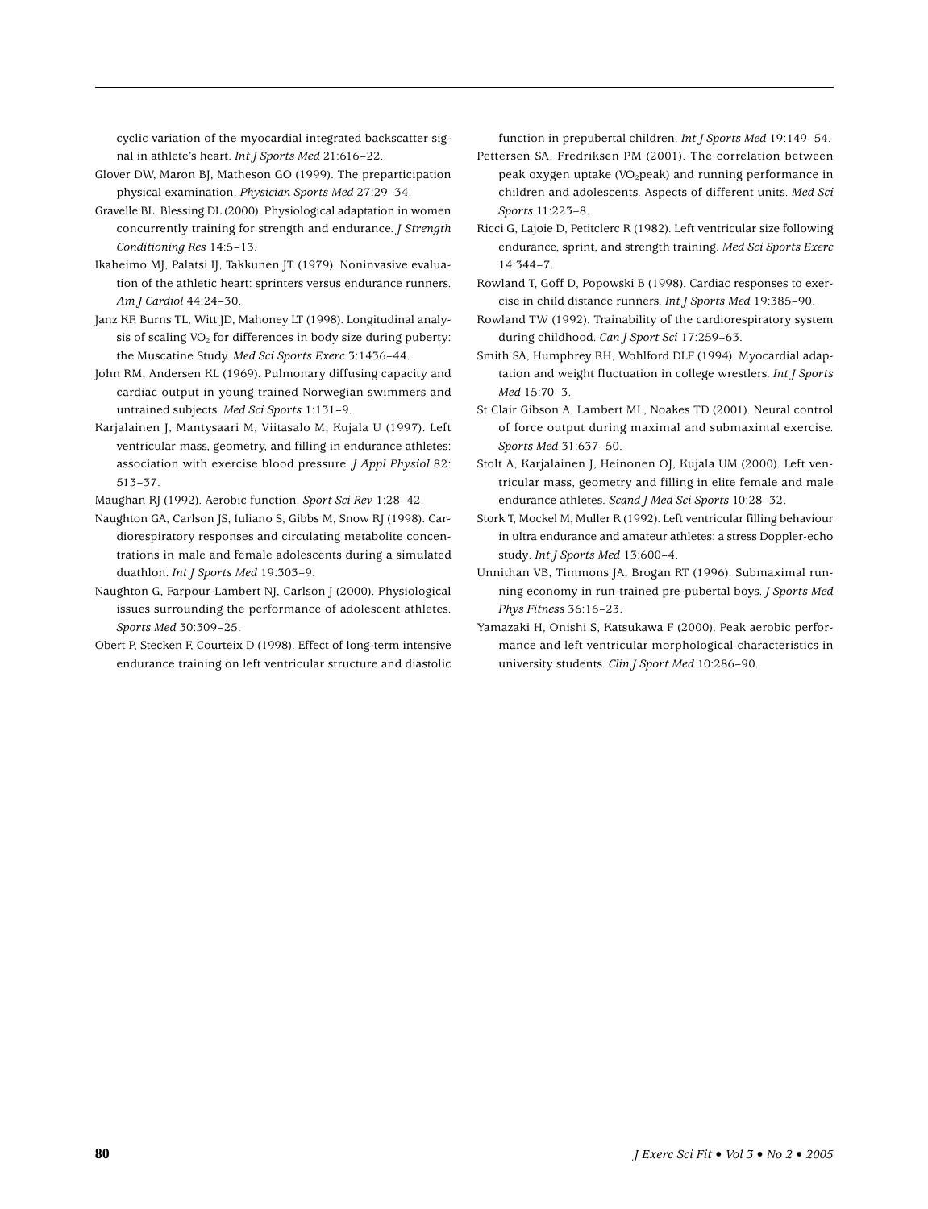cyclic variation of the myocardial integrated backscatter signal in athlete's heart. *Int J Sports Med* 21:616–22.

Glover DW, Maron BJ, Matheson GO (1999). The preparticipation physical examination. *Physician Sports Med* 27:29–34.

Gravelle BL, Blessing DL (2000). Physiological adaptation in women concurrently training for strength and endurance. *J Strength Conditioning Res* 14:5–13.

Ikaheimo MJ, Palatsi IJ, Takkunen JT (1979). Noninvasive evaluation of the athletic heart: sprinters versus endurance runners. *Am J Cardiol* 44:24–30.

Janz KF, Burns TL, Witt JD, Mahoney LT (1998). Longitudinal analysis of scaling $VO_2$ for differences in body size during puberty: the Muscatine Study. *Med Sci Sports Exerc* 3:1436–44.

John RM, Andersen KL (1969). Pulmonary diffusing capacity and cardiac output in young trained Norwegian swimmers and untrained subjects. *Med Sci Sports* 1:131–9.

Karjalainen J, Mantysaari M, Viitasalo M, Kujala U (1997). Left ventricular mass, geometry, and filling in endurance athletes: association with exercise blood pressure. *J Appl Physiol* 82: 513–37.

Maughan RJ (1992). Aerobic function. *Sport Sci Rev* 1:28–42.

Naughton GA, Carlson JS, Iuliano S, Gibbs M, Snow RJ (1998). Cardiorespiratory responses and circulating metabolite concentrations in male and female adolescents during a simulated duathlon. *Int J Sports Med* 19:303–9.

Naughton G, Farpour-Lambert NJ, Carlson J (2000). Physiological issues surrounding the performance of adolescent athletes. *Sports Med* 30:309–25.

Obert P, Stecken F, Courteix D (1998). Effect of long-term intensive endurance training on left ventricular structure and diastolic function in prepubertal children. *Int J Sports Med* 19:149–54.

Pettersen SA, Fredriksen PM (2001). The correlation between peak oxygen uptake ($VO_2$peak) and running performance in children and adolescents. Aspects of different units. *Med Sci Sports* 11:223–8.

Ricci G, Lajoie D, Petitclerc R (1982). Left ventricular size following endurance, sprint, and strength training. *Med Sci Sports Exerc* 14:344–7.

Rowland T, Goff D, Popowski B (1998). Cardiac responses to exercise in child distance runners. *Int J Sports Med* 19:385–90.

Rowland TW (1992). Trainability of the cardiorespiratory system during childhood. *Can J Sport Sci* 17:259–63.

Smith SA, Humphrey RH, Wohlford DLF (1994). Myocardial adaptation and weight fluctuation in college wrestlers. *Int J Sports Med* 15:70–3.

St Clair Gibson A, Lambert ML, Noakes TD (2001). Neural control of force output during maximal and submaximal exercise. *Sports Med* 31:637–50.

Stolt A, Karjalainen J, Heinonen OJ, Kujala UM (2000). Left ventricular mass, geometry and filling in elite female and male endurance athletes. *Scand J Med Sci Sports* 10:28–32.

Stork T, Mockel M, Muller R (1992). Left ventricular filling behaviour in ultra endurance and amateur athletes: a stress Doppler-echo study. *Int J Sports Med* 13:600–4.

Unnithan VB, Timmons JA, Brogan RT (1996). Submaximal running economy in run-trained pre-pubertal boys. *J Sports Med Phys Fitness* 36:16–23.

Yamazaki H, Onishi S, Katsukawa F (2000). Peak aerobic performance and left ventricular morphological characteristics in university students. *Clin J Sport Med* 10:286–90.